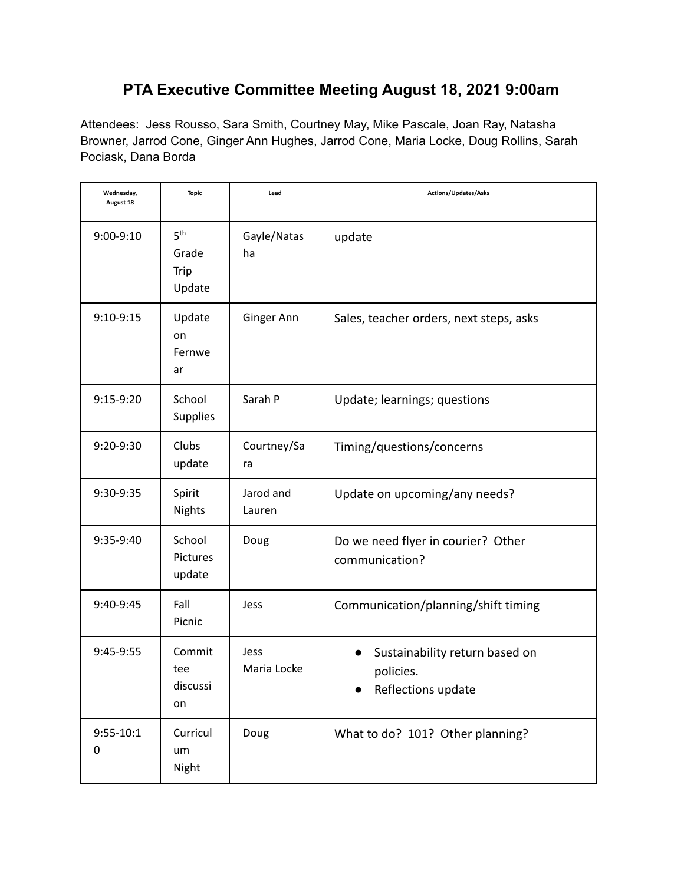# PTA Executive Committee Meeting August 18, 2021 9:00am

Attendees: Jess Rousso, Sara Smith, Courtney May, Mike Pascale, Joan Ray, Natasha Browner, Jarrod Cone, Ginger Ann Hughes, Jarrod Cone, Maria Locke, Doug Rollins, Sarah Pociask, Dana Borda

| Wednesday, August 18 | Topic | Lead | Actions/Updates/Asks |
|---|---|---|---|
| 9:00-9:10 | 5th Grade Trip Update | Gayle/Natasha | update |
| 9:10-9:15 | Update on Fernwear | Ginger Ann | Sales, teacher orders, next steps, asks |
| 9:15-9:20 | School Supplies | Sarah P | Update; learnings; questions |
| 9:20-9:30 | Clubs update | Courtney/Sara | Timing/questions/concerns |
| 9:30-9:35 | Spirit Nights | Jarod and Lauren | Update on upcoming/any needs? |
| 9:35-9:40 | School Pictures update | Doug | Do we need flyer in courier? Other communication? |
| 9:40-9:45 | Fall Picnic | Jess | Communication/planning/shift timing |
| 9:45-9:55 | Committee discussion | Jess<br>Maria Locke | • Sustainability return based on policies.<br>• Reflections update |
| 9:55-10:10 | Curriculum Night | Doug | What to do? 101? Other planning? |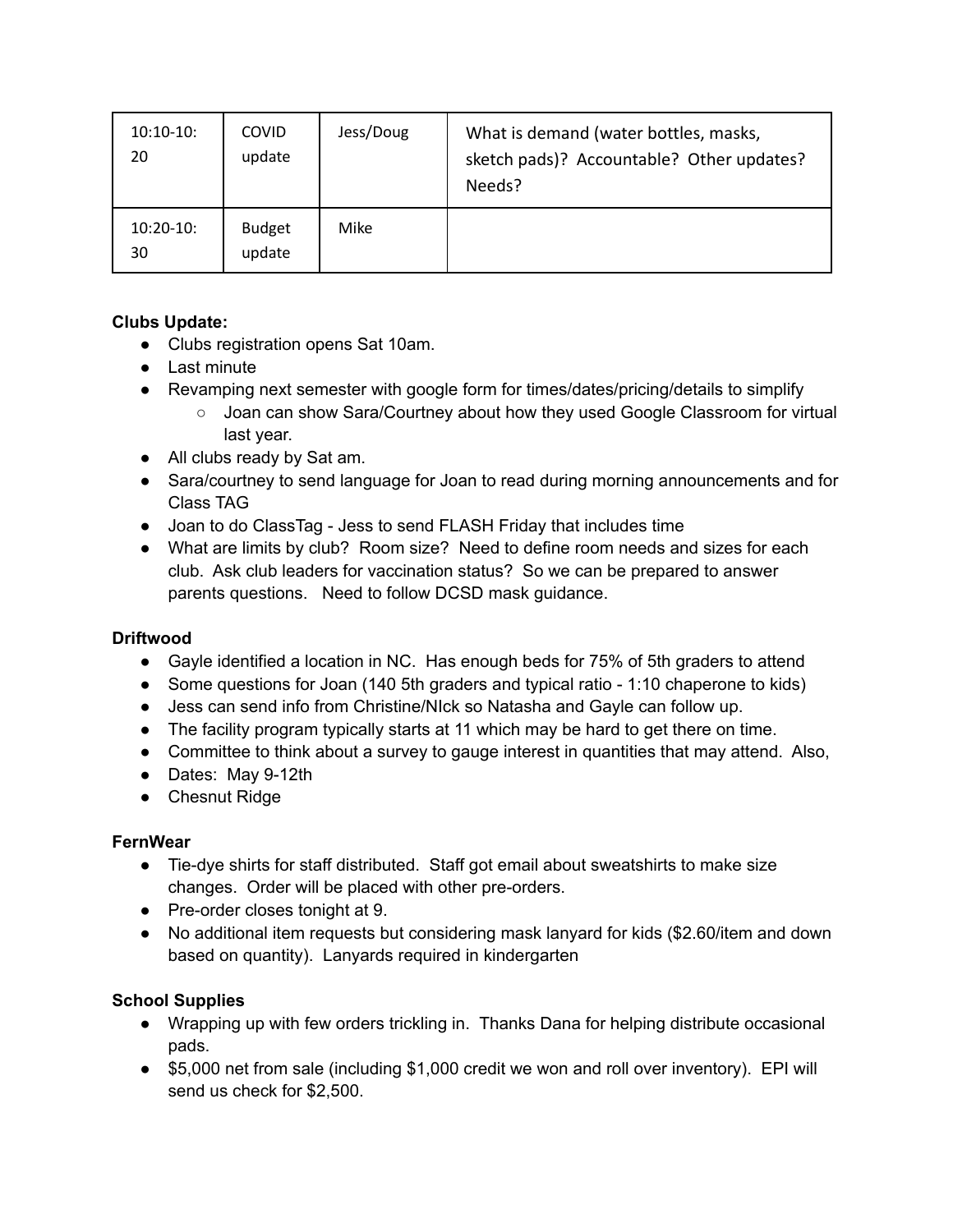| | | | |
|---|---|---|---|
| 10:10-10:20 | COVID update | Jess/Doug | What is demand (water bottles, masks, sketch pads)? Accountable? Other updates? Needs? |
| 10:20-10:30 | Budget update | Mike | |

**Clubs Update:**

- Clubs registration opens Sat 10am.
- Last minute
- Revamping next semester with google form for times/dates/pricing/details to simplify
  - Joan can show Sara/Courtney about how they used Google Classroom for virtual last year.
- All clubs ready by Sat am.
- Sara/courtney to send language for Joan to read during morning announcements and for Class TAG
- Joan to do ClassTag - Jess to send FLASH Friday that includes time
- What are limits by club? Room size? Need to define room needs and sizes for each club. Ask club leaders for vaccination status? So we can be prepared to answer parents questions. Need to follow DCSD mask guidance.

**Driftwood**

- Gayle identified a location in NC. Has enough beds for 75% of 5th graders to attend
- Some questions for Joan (140 5th graders and typical ratio - 1:10 chaperone to kids)
- Jess can send info from Christine/NIck so Natasha and Gayle can follow up.
- The facility program typically starts at 11 which may be hard to get there on time.
- Committee to think about a survey to gauge interest in quantities that may attend. Also,
- Dates: May 9-12th
- Chesnut Ridge

**FernWear**

- Tie-dye shirts for staff distributed. Staff got email about sweatshirts to make size changes. Order will be placed with other pre-orders.
- Pre-order closes tonight at 9.
- No additional item requests but considering mask lanyard for kids ($2.60/item and down based on quantity). Lanyards required in kindergarten

**School Supplies**

- Wrapping up with few orders trickling in. Thanks Dana for helping distribute occasional pads.
- $5,000 net from sale (including $1,000 credit we won and roll over inventory). EPI will send us check for $2,500.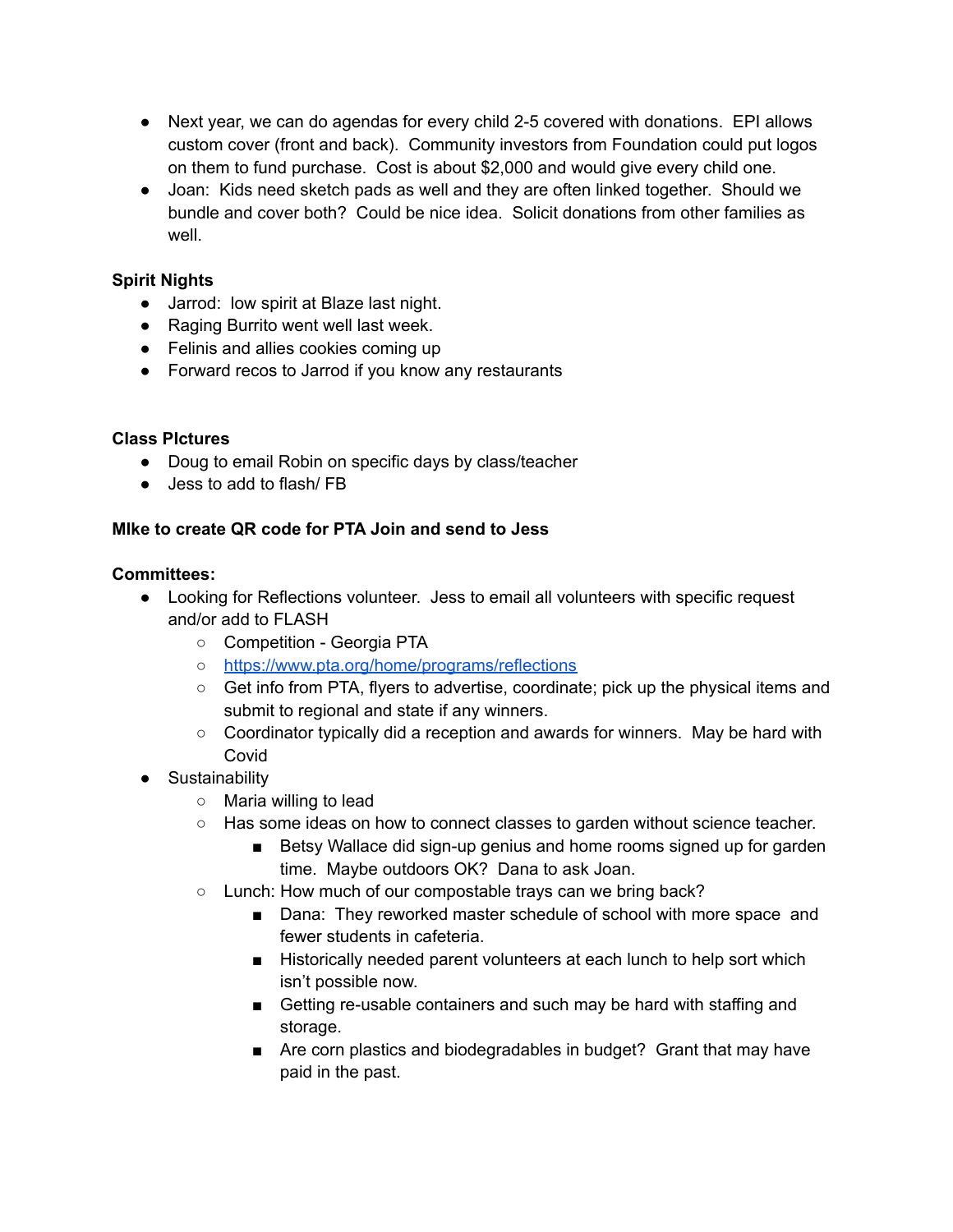- Next year, we can do agendas for every child 2-5 covered with donations. EPI allows custom cover (front and back). Community investors from Foundation could put logos on them to fund purchase. Cost is about $2,000 and would give every child one.
- Joan: Kids need sketch pads as well and they are often linked together. Should we bundle and cover both? Could be nice idea. Solicit donations from other families as well.

**Spirit Nights**

- Jarrod: low spirit at Blaze last night.
- Raging Burrito went well last week.
- Felinis and allies cookies coming up
- Forward recos to Jarrod if you know any restaurants

**Class PIctures**

- Doug to email Robin on specific days by class/teacher
- Jess to add to flash/ FB

**MIke to create QR code for PTA Join and send to Jess**

**Committees:**

- Looking for Reflections volunteer. Jess to email all volunteers with specific request and/or add to FLASH
    - Competition - Georgia PTA
    - [https://www.pta.org/home/programs/reflections](https://www.pta.org/home/programs/reflections)
    - Get info from PTA, flyers to advertise, coordinate; pick up the physical items and submit to regional and state if any winners.
    - Coordinator typically did a reception and awards for winners. May be hard with Covid
- Sustainability
    - Maria willing to lead
    - Has some ideas on how to connect classes to garden without science teacher.
        - Betsy Wallace did sign-up genius and home rooms signed up for garden time. Maybe outdoors OK? Dana to ask Joan.
    - Lunch: How much of our compostable trays can we bring back?
        - Dana: They reworked master schedule of school with more space and fewer students in cafeteria.
        - Historically needed parent volunteers at each lunch to help sort which isn't possible now.
        - Getting re-usable containers and such may be hard with staffing and storage.
        - Are corn plastics and biodegradables in budget? Grant that may have paid in the past.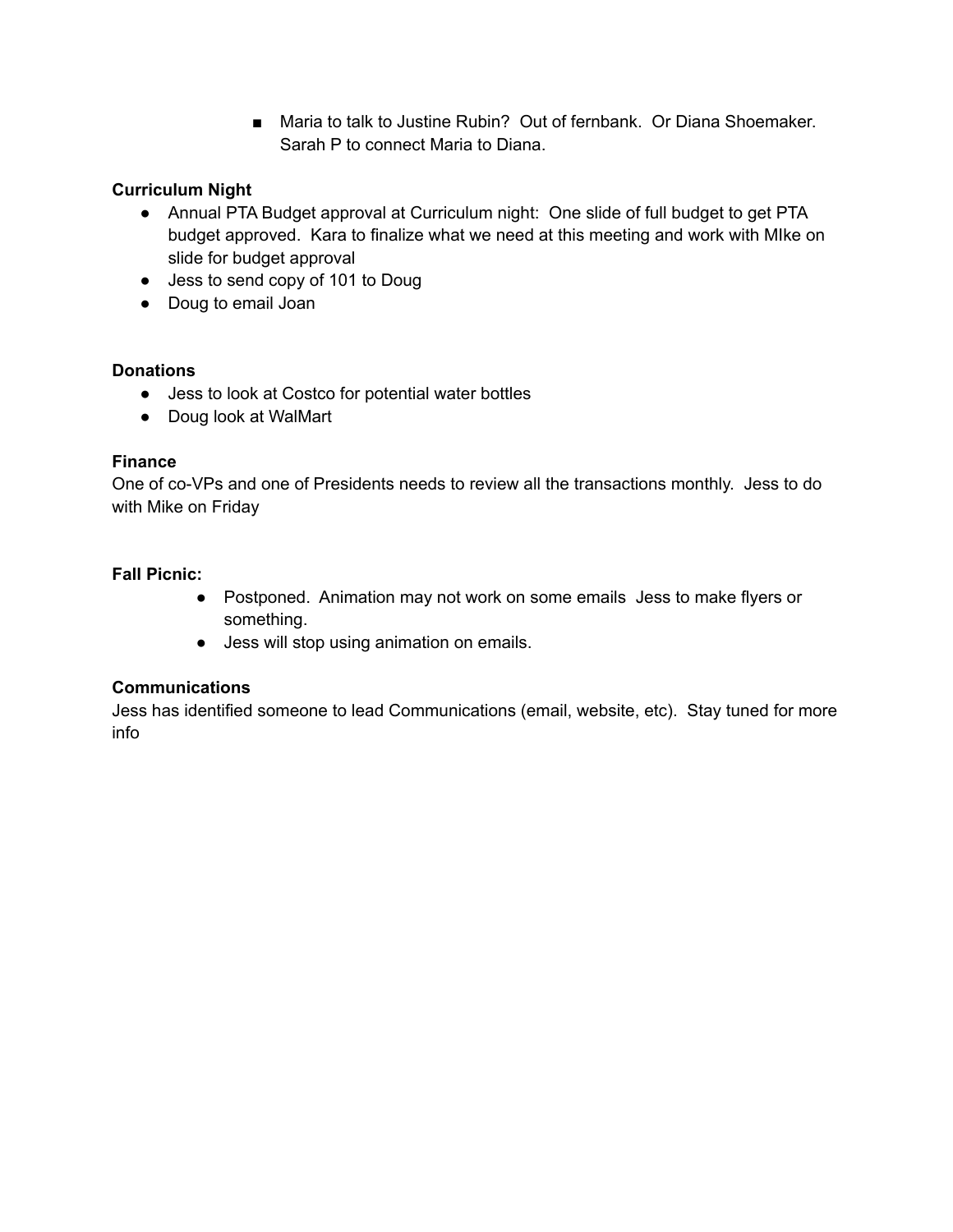- Maria to talk to Justine Rubin? Out of fernbank. Or Diana Shoemaker. Sarah P to connect Maria to Diana.

**Curriculum Night**

- Annual PTA Budget approval at Curriculum night: One slide of full budget to get PTA budget approved. Kara to finalize what we need at this meeting and work with MIke on slide for budget approval
- Jess to send copy of 101 to Doug
- Doug to email Joan

**Donations**

- Jess to look at Costco for potential water bottles
- Doug look at WalMart

**Finance**

One of co-VPs and one of Presidents needs to review all the transactions monthly. Jess to do with Mike on Friday

**Fall Picnic:**

- Postponed. Animation may not work on some emails Jess to make flyers or something.
- Jess will stop using animation on emails.

**Communications**

Jess has identified someone to lead Communications (email, website, etc). Stay tuned for more info